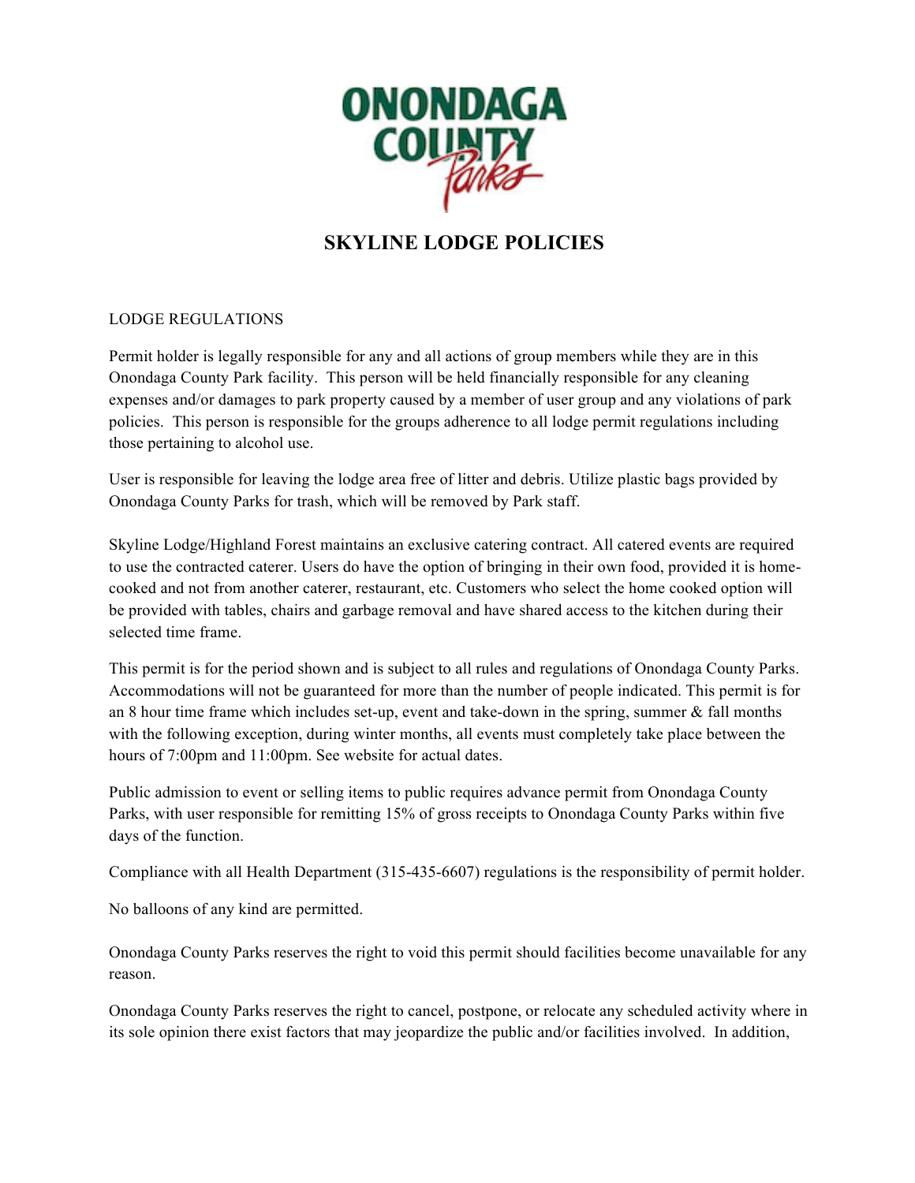# SKYLINE LODGE POLICIES

LODGE REGULATIONS

Permit holder is legally responsible for any and all actions of group members while they are in this Onondaga County Park facility. This person will be held financially responsible for any cleaning expenses and/or damages to park property caused by a member of user group and any violations of park policies. This person is responsible for the groups adherence to all lodge permit regulations including those pertaining to alcohol use.

User is responsible for leaving the lodge area free of litter and debris. Utilize plastic bags provided by Onondaga County Parks for trash, which will be removed by Park staff.

Skyline Lodge/Highland Forest maintains an exclusive catering contract. All catered events are required to use the contracted caterer. Users do have the option of bringing in their own food, provided it is home-cooked and not from another caterer, restaurant, etc. Customers who select the home cooked option will be provided with tables, chairs and garbage removal and have shared access to the kitchen during their selected time frame.

This permit is for the period shown and is subject to all rules and regulations of Onondaga County Parks. Accommodations will not be guaranteed for more than the number of people indicated. This permit is for an 8 hour time frame which includes set-up, event and take-down in the spring, summer & fall months with the following exception, during winter months, all events must completely take place between the hours of 7:00pm and 11:00pm. See website for actual dates.

Public admission to event or selling items to public requires advance permit from Onondaga County Parks, with user responsible for remitting 15% of gross receipts to Onondaga County Parks within five days of the function.

Compliance with all Health Department (315-435-6607) regulations is the responsibility of permit holder.

No balloons of any kind are permitted.

Onondaga County Parks reserves the right to void this permit should facilities become unavailable for any reason.

Onondaga County Parks reserves the right to cancel, postpone, or relocate any scheduled activity where in its sole opinion there exist factors that may jeopardize the public and/or facilities involved. In addition,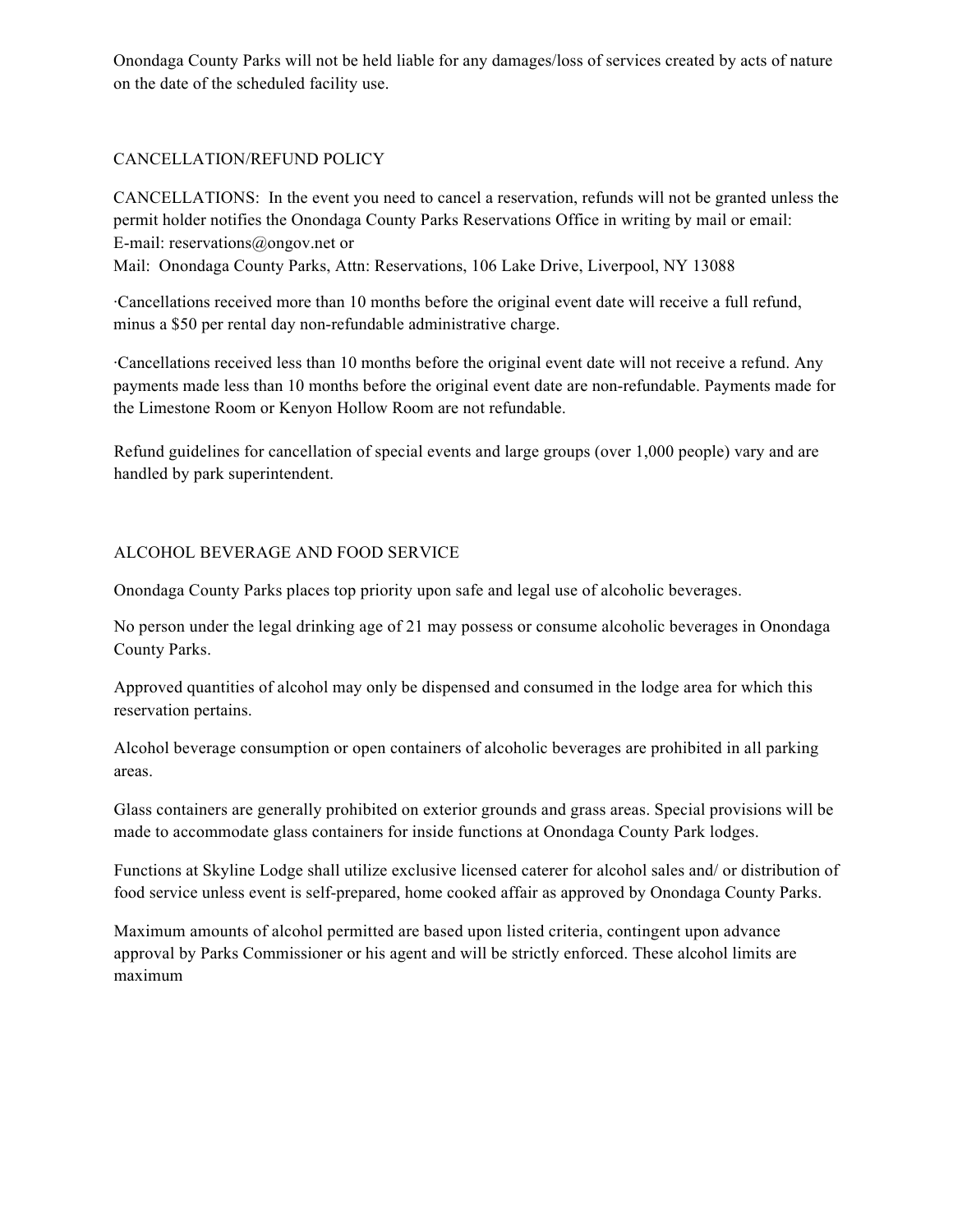Onondaga County Parks will not be held liable for any damages/loss of services created by acts of nature on the date of the scheduled facility use.

## CANCELLATION/REFUND POLICY

CANCELLATIONS: In the event you need to cancel a reservation, refunds will not be granted unless the permit holder notifies the Onondaga County Parks Reservations Office in writing by mail or email:
E-mail: reservations@ongov.net or
Mail: Onondaga County Parks, Attn: Reservations, 106 Lake Drive, Liverpool, NY 13088

·Cancellations received more than 10 months before the original event date will receive a full refund, minus a $50 per rental day non-refundable administrative charge.

·Cancellations received less than 10 months before the original event date will not receive a refund. Any payments made less than 10 months before the original event date are non-refundable. Payments made for the Limestone Room or Kenyon Hollow Room are not refundable.

Refund guidelines for cancellation of special events and large groups (over 1,000 people) vary and are handled by park superintendent.

## ALCOHOL BEVERAGE AND FOOD SERVICE

Onondaga County Parks places top priority upon safe and legal use of alcoholic beverages.

No person under the legal drinking age of 21 may possess or consume alcoholic beverages in Onondaga County Parks.

Approved quantities of alcohol may only be dispensed and consumed in the lodge area for which this reservation pertains.

Alcohol beverage consumption or open containers of alcoholic beverages are prohibited in all parking areas.

Glass containers are generally prohibited on exterior grounds and grass areas. Special provisions will be made to accommodate glass containers for inside functions at Onondaga County Park lodges.

Functions at Skyline Lodge shall utilize exclusive licensed caterer for alcohol sales and/ or distribution of food service unless event is self-prepared, home cooked affair as approved by Onondaga County Parks.

Maximum amounts of alcohol permitted are based upon listed criteria, contingent upon advance approval by Parks Commissioner or his agent and will be strictly enforced. These alcohol limits are maximum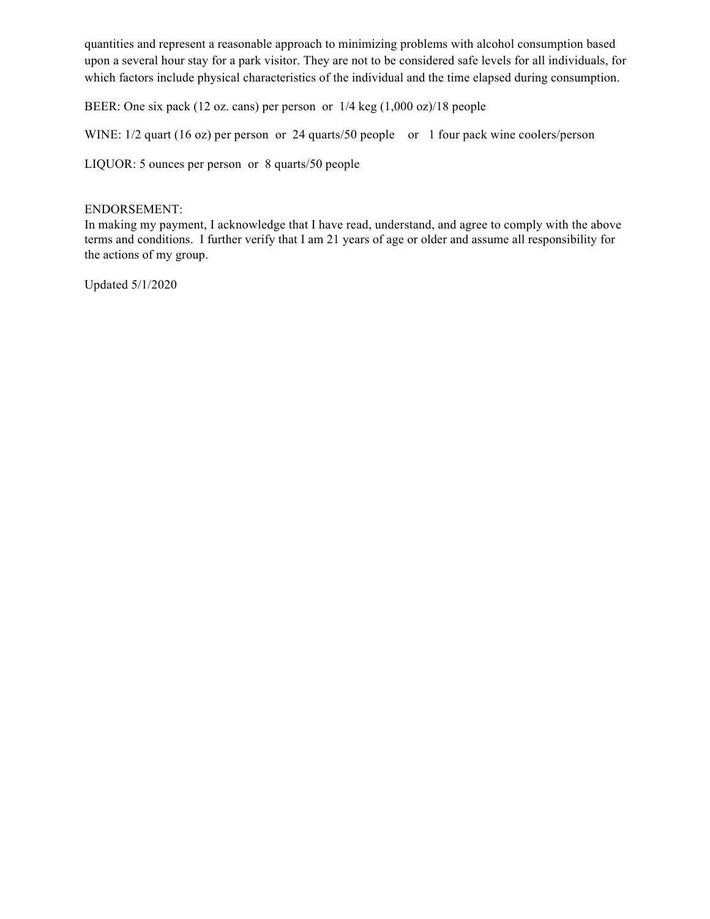quantities and represent a reasonable approach to minimizing problems with alcohol consumption based upon a several hour stay for a park visitor. They are not to be considered safe levels for all individuals, for which factors include physical characteristics of the individual and the time elapsed during consumption.

BEER: One six pack (12 oz. cans) per person or 1/4 keg (1,000 oz)/18 people

WINE: 1/2 quart (16 oz) per person or 24 quarts/50 people or 1 four pack wine coolers/person

LIQUOR: 5 ounces per person or 8 quarts/50 people

ENDORSEMENT:
In making my payment, I acknowledge that I have read, understand, and agree to comply with the above terms and conditions. I further verify that I am 21 years of age or older and assume all responsibility for the actions of my group.

Updated 5/1/2020